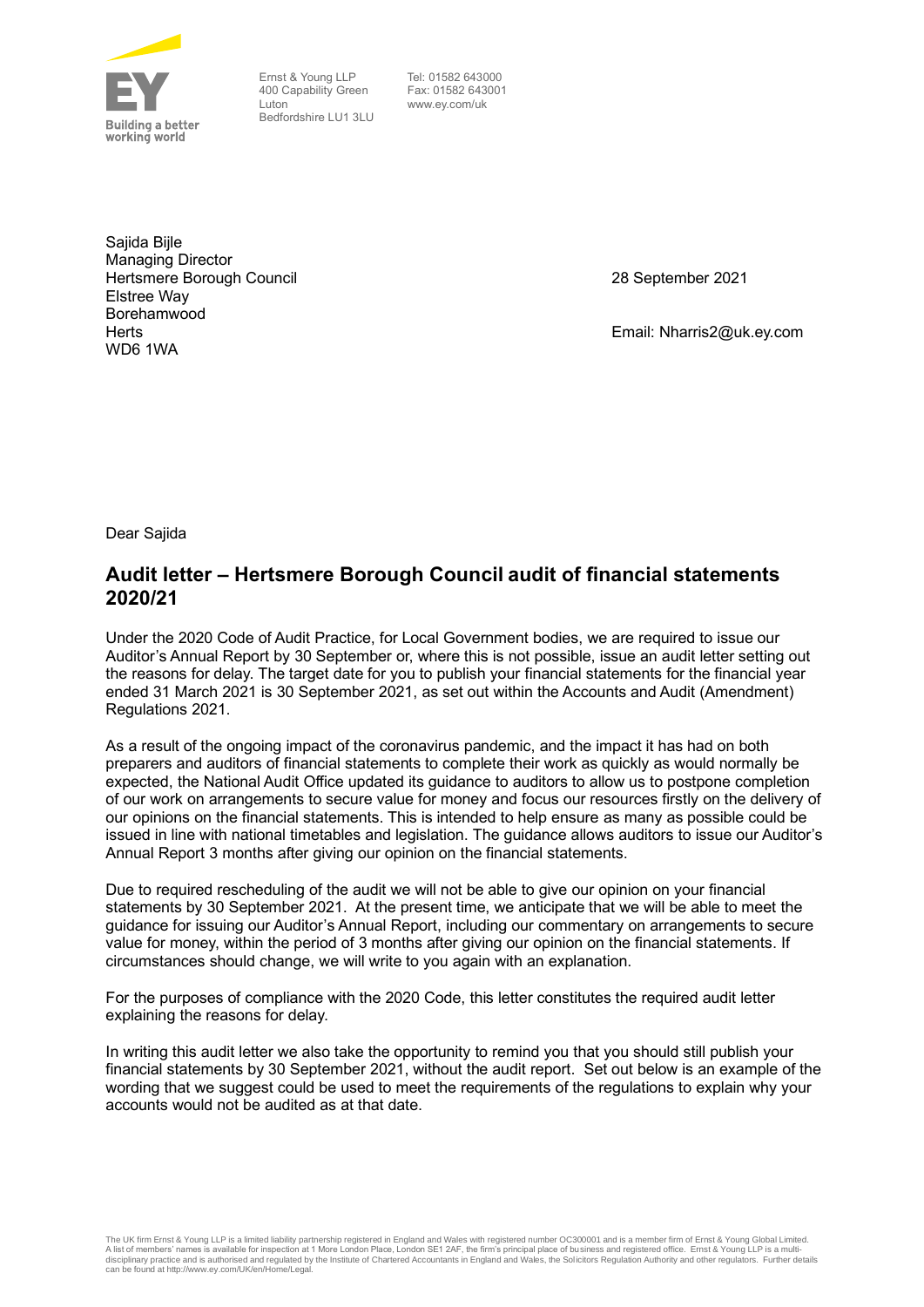Ernst & Young LLP
400 Capability Green
Luton
Bedfordshire LU1 3LU

Tel: 01582 643000
Fax: 01582 643001
www.ey.com/uk

Sajida Bijle
Managing Director
Hertsmere Borough Council
Elstree Way
Borehamwood
Herts
WD6 1WA

28 September 2021

Email: Nharris2@uk.ey.com

Dear Sajida

## Audit letter – Hertsmere Borough Council audit of financial statements 2020/21

Under the 2020 Code of Audit Practice, for Local Government bodies, we are required to issue our Auditor's Annual Report by 30 September or, where this is not possible, issue an audit letter setting out the reasons for delay. The target date for you to publish your financial statements for the financial year ended 31 March 2021 is 30 September 2021, as set out within the Accounts and Audit (Amendment) Regulations 2021.

As a result of the ongoing impact of the coronavirus pandemic, and the impact it has had on both preparers and auditors of financial statements to complete their work as quickly as would normally be expected, the National Audit Office updated its guidance to auditors to allow us to postpone completion of our work on arrangements to secure value for money and focus our resources firstly on the delivery of our opinions on the financial statements. This is intended to help ensure as many as possible could be issued in line with national timetables and legislation. The guidance allows auditors to issue our Auditor's Annual Report 3 months after giving our opinion on the financial statements.

Due to required rescheduling of the audit we will not be able to give our opinion on your financial statements by 30 September 2021. At the present time, we anticipate that we will be able to meet the guidance for issuing our Auditor's Annual Report, including our commentary on arrangements to secure value for money, within the period of 3 months after giving our opinion on the financial statements. If circumstances should change, we will write to you again with an explanation.

For the purposes of compliance with the 2020 Code, this letter constitutes the required audit letter explaining the reasons for delay.

In writing this audit letter we also take the opportunity to remind you that you should still publish your financial statements by 30 September 2021, without the audit report. Set out below is an example of the wording that we suggest could be used to meet the requirements of the regulations to explain why your accounts would not be audited as at that date.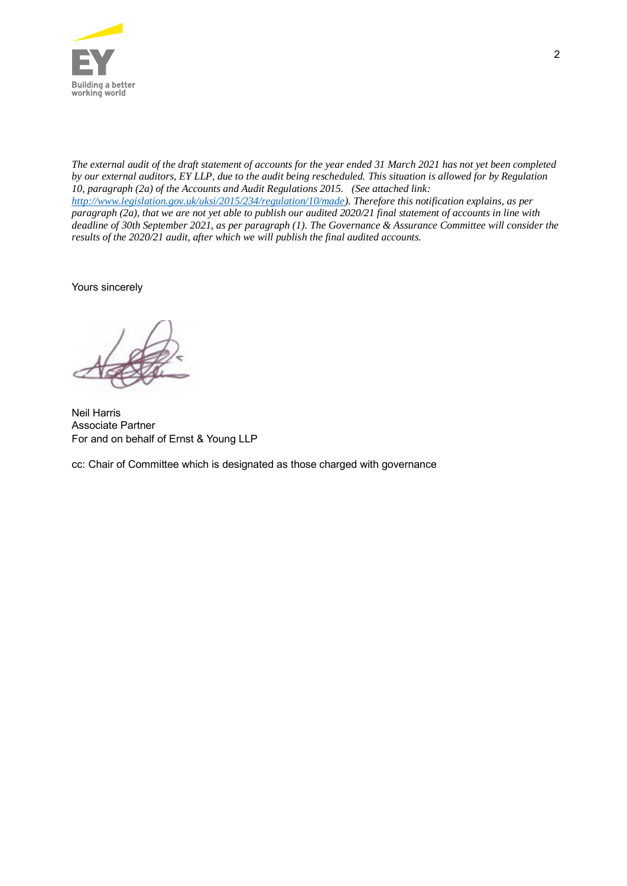*The external audit of the draft statement of accounts for the year ended 31 March 2021 has not yet been completed by our external auditors, EY LLP, due to the audit being rescheduled. This situation is allowed for by Regulation 10, paragraph (2a) of the Accounts and Audit Regulations 2015. (See attached link: [http://www.legislation.gov.uk/uksi/2015/234/regulation/10/made](http://www.legislation.gov.uk/uksi/2015/234/regulation/10/made)). Therefore this notification explains, as per paragraph (2a), that we are not yet able to publish our audited 2020/21 final statement of accounts in line with deadline of 30th September 2021, as per paragraph (1). The Governance & Assurance Committee will consider the results of the 2020/21 audit, after which we will publish the final audited accounts.*

Yours sincerely

Neil Harris
Associate Partner
For and on behalf of Ernst & Young LLP

cc: Chair of Committee which is designated as those charged with governance